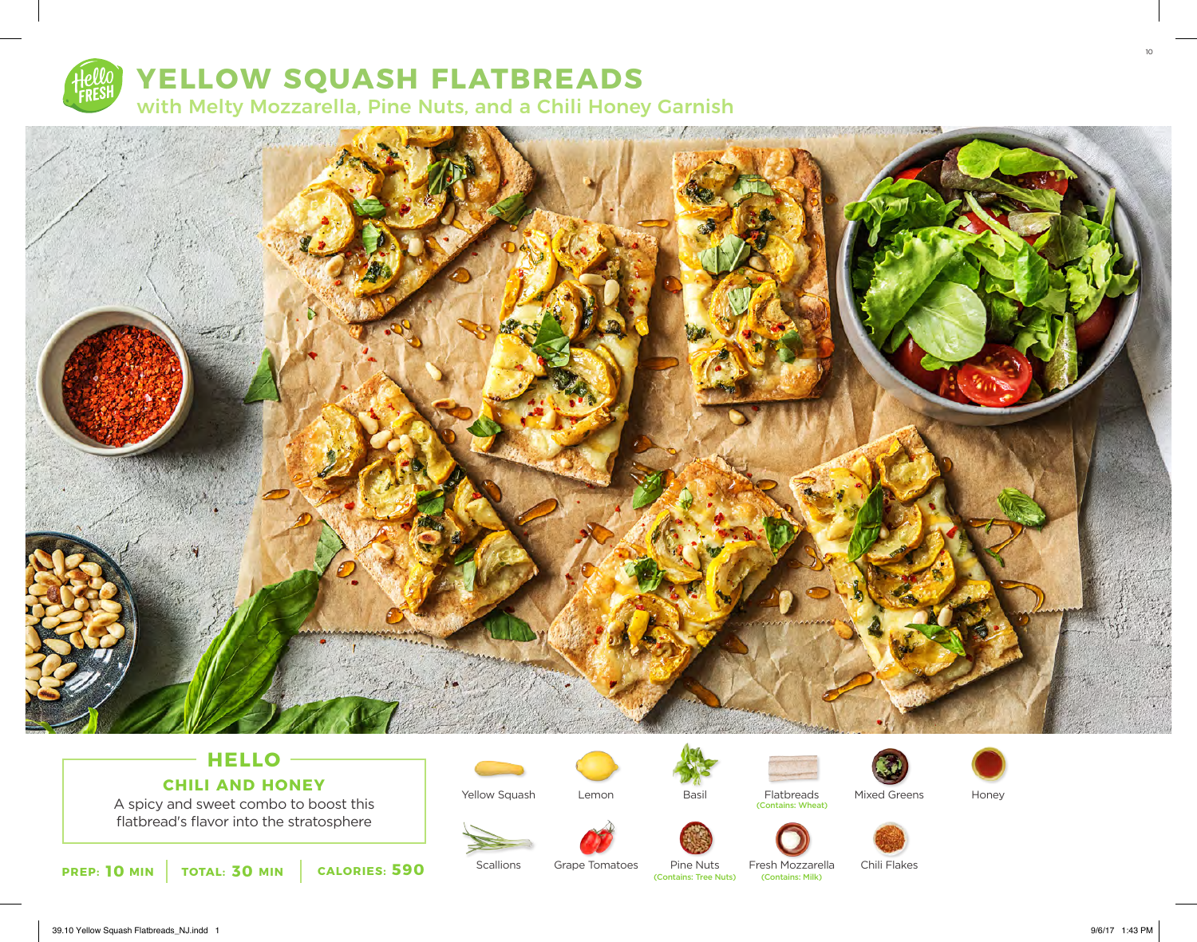# YELLOW SQUASH FLATBREADS

## with Melty Mozzarella, Pine Nuts, and a Chili Honey Garnish

### HELLO

**CHILI AND HONEY**

A spicy and sweet combo to boost this flatbread's flavor into the stratosphere

**PREP:** 10 MIN | **TOTAL:** 30 MIN | **CALORIES:** 590

- Yellow Squash
- Lemon
- Basil
- Flatbreads (Contains: Wheat)
- Mixed Greens
- Honey
- Scallions
- Grape Tomatoes
- Pine Nuts (Contains: Tree Nuts)
- Fresh Mozzarella (Contains: Milk)
- Chili Flakes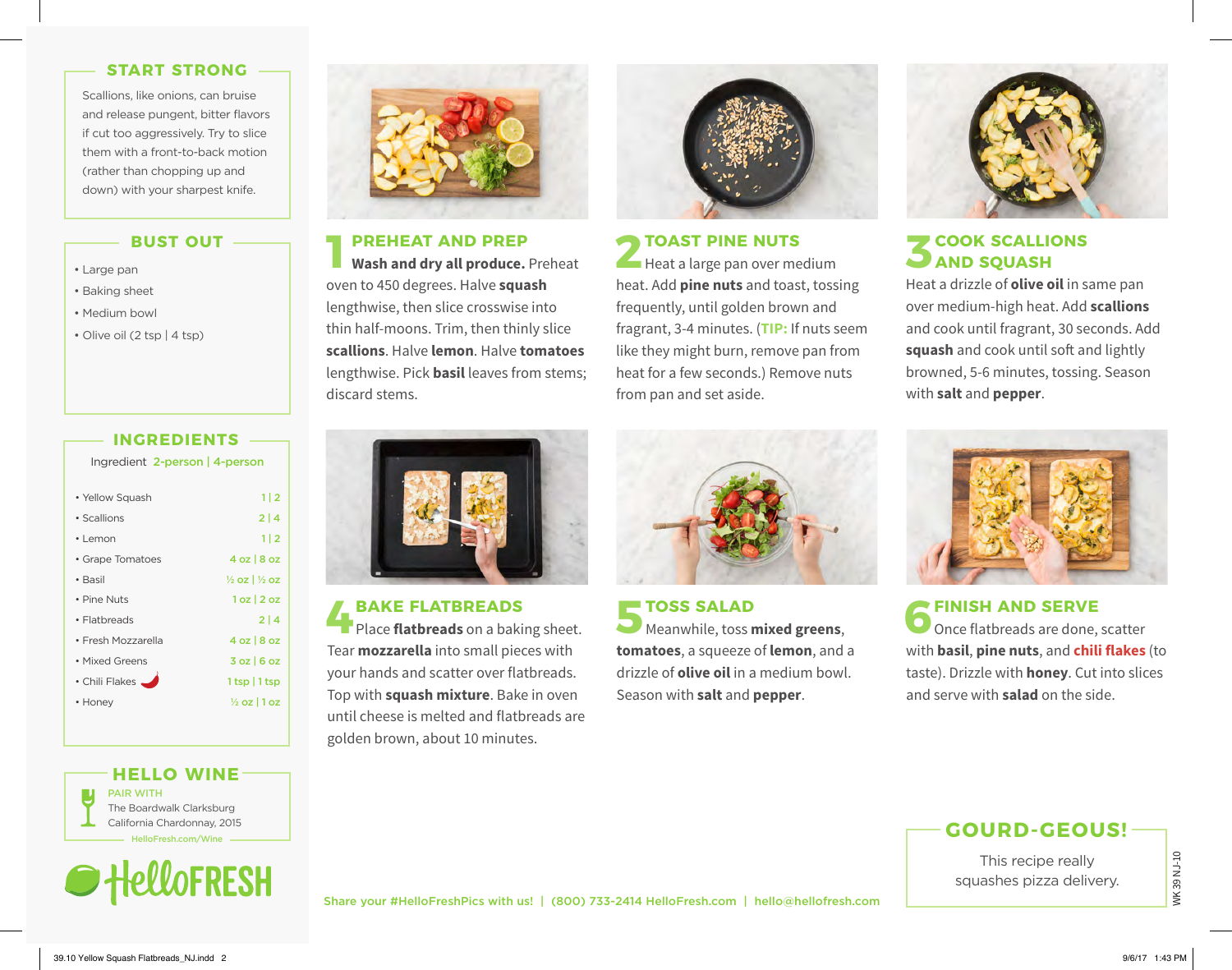## START STRONG

Scallions, like onions, can bruise and release pungent, bitter flavors if cut too aggressively. Try to slice them with a front-to-back motion (rather than chopping up and down) with your sharpest knife.

## BUST OUT

- Large pan
- Baking sheet
- Medium bowl
- Olive oil (2 tsp | 4 tsp)

## INGREDIENTS

| Ingredient | 2-person \| 4-person |
|---|---|
| Yellow Squash | 1 \| 2 |
| Scallions | 2 \| 4 |
| Lemon | 1 \| 2 |
| Grape Tomatoes | 4 oz \| 8 oz |
| Basil | ½ oz \| ½ oz |
| Pine Nuts | 1 oz \| 2 oz |
| Flatbreads | 2 \| 4 |
| Fresh Mozzarella | 4 oz \| 8 oz |
| Mixed Greens | 3 oz \| 6 oz |
| Chili Flakes | 1 tsp \| 1 tsp |
| Honey | ½ oz \| 1 oz |

## HELLO WINE

PAIR WITH
The Boardwalk Clarksburg California Chardonnay, 2015

HelloFresh.com/Wine

## 1 PREHEAT AND PREP

**Wash and dry all produce.** Preheat oven to 450 degrees. Halve **squash** lengthwise, then slice crosswise into thin half-moons. Trim, then thinly slice **scallions**. Halve **lemon**. Halve **tomatoes** lengthwise. Pick **basil** leaves from stems; discard stems.

## 2 TOAST PINE NUTS

Heat a large pan over medium heat. Add **pine nuts** and toast, tossing frequently, until golden brown and fragrant, 3-4 minutes. (**TIP:** If nuts seem like they might burn, remove pan from heat for a few seconds.) Remove nuts from pan and set aside.

## 3 COOK SCALLIONS AND SQUASH

Heat a drizzle of **olive oil** in same pan over medium-high heat. Add **scallions** and cook until fragrant, 30 seconds. Add **squash** and cook until soft and lightly browned, 5-6 minutes, tossing. Season with **salt** and **pepper**.

## 4 BAKE FLATBREADS

Place **flatbreads** on a baking sheet. Tear **mozzarella** into small pieces with your hands and scatter over flatbreads. Top with **squash mixture**. Bake in oven until cheese is melted and flatbreads are golden brown, about 10 minutes.

## 5 TOSS SALAD

Meanwhile, toss **mixed greens**, **tomatoes**, a squeeze of **lemon**, and a drizzle of **olive oil** in a medium bowl. Season with **salt** and **pepper**.

## 6 FINISH AND SERVE

Once flatbreads are done, scatter with **basil**, **pine nuts**, and **chili flakes** (to taste). Drizzle with **honey**. Cut into slices and serve with **salad** on the side.

## GOURD-GEOUS!

This recipe really squashes pizza delivery.

Share your #HelloFreshPics with us! | (800) 733-2414 HelloFresh.com | hello@hellofresh.com

WK 39 NJ-10